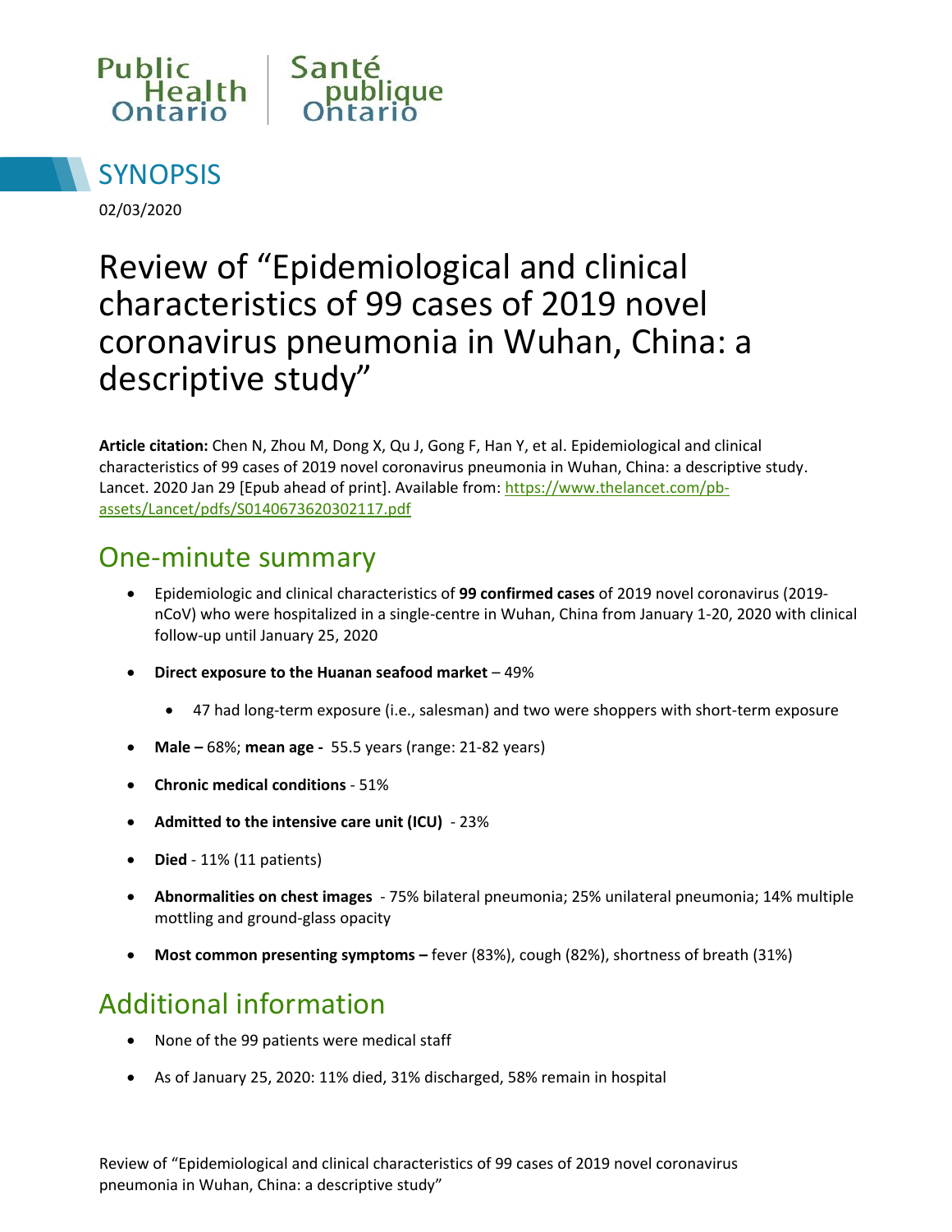Public Health Ontario | Santé publique Ontario

## SYNOPSIS

02/03/2020

# Review of “Epidemiological and clinical characteristics of 99 cases of 2019 novel coronavirus pneumonia in Wuhan, China: a descriptive study”

**Article citation:** Chen N, Zhou M, Dong X, Qu J, Gong F, Han Y, et al. Epidemiological and clinical characteristics of 99 cases of 2019 novel coronavirus pneumonia in Wuhan, China: a descriptive study. Lancet. 2020 Jan 29 [Epub ahead of print]. Available from: https://www.thelancet.com/pb-assets/Lancet/pdfs/S0140673620302117.pdf

## One-minute summary

- Epidemiologic and clinical characteristics of **99 confirmed cases** of 2019 novel coronavirus (2019-nCoV) who were hospitalized in a single-centre in Wuhan, China from January 1-20, 2020 with clinical follow-up until January 25, 2020
- **Direct exposure to the Huanan seafood market** – 49%
  - 47 had long-term exposure (i.e., salesman) and two were shoppers with short-term exposure
- **Male –** 68%; **mean age -** 55.5 years (range: 21-82 years)
- **Chronic medical conditions** - 51%
- **Admitted to the intensive care unit (ICU)** - 23%
- **Died** - 11% (11 patients)
- **Abnormalities on chest images** - 75% bilateral pneumonia; 25% unilateral pneumonia; 14% multiple mottling and ground-glass opacity
- **Most common presenting symptoms –** fever (83%), cough (82%), shortness of breath (31%)

## Additional information

- None of the 99 patients were medical staff
- As of January 25, 2020: 11% died, 31% discharged, 58% remain in hospital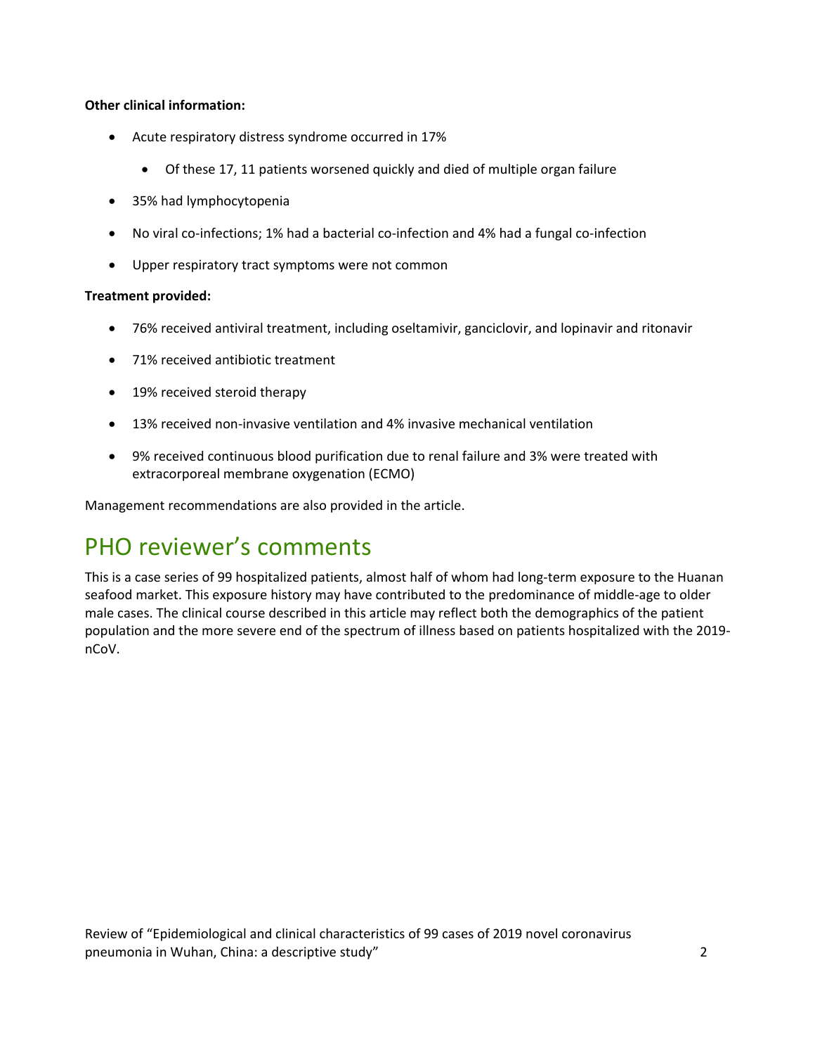**Other clinical information:**

- Acute respiratory distress syndrome occurred in 17%
    - Of these 17, 11 patients worsened quickly and died of multiple organ failure
- 35% had lymphocytopenia
- No viral co-infections; 1% had a bacterial co-infection and 4% had a fungal co-infection
- Upper respiratory tract symptoms were not common

**Treatment provided:**

- 76% received antiviral treatment, including oseltamivir, ganciclovir, and lopinavir and ritonavir
- 71% received antibiotic treatment
- 19% received steroid therapy
- 13% received non-invasive ventilation and 4% invasive mechanical ventilation
- 9% received continuous blood purification due to renal failure and 3% were treated with extracorporeal membrane oxygenation (ECMO)

Management recommendations are also provided in the article.

# PHO reviewer's comments

This is a case series of 99 hospitalized patients, almost half of whom had long-term exposure to the Huanan seafood market. This exposure history may have contributed to the predominance of middle-age to older male cases. The clinical course described in this article may reflect both the demographics of the patient population and the more severe end of the spectrum of illness based on patients hospitalized with the 2019-nCoV.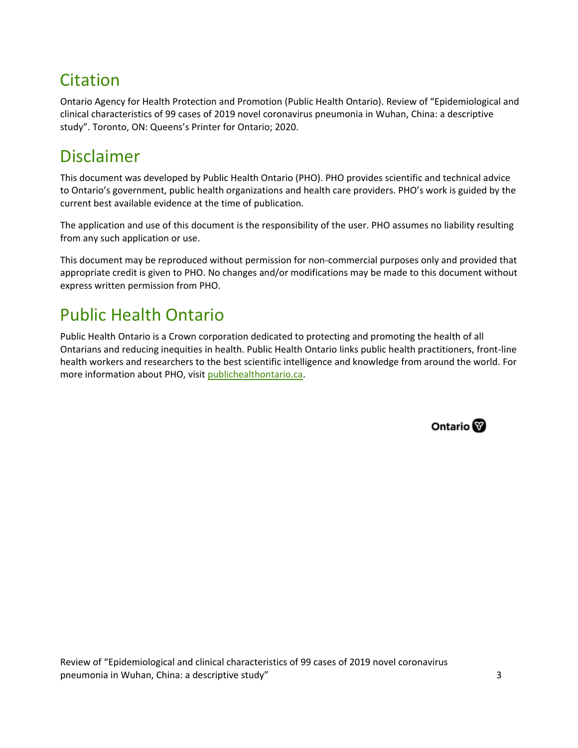## Citation

Ontario Agency for Health Protection and Promotion (Public Health Ontario). Review of "Epidemiological and clinical characteristics of 99 cases of 2019 novel coronavirus pneumonia in Wuhan, China: a descriptive study". Toronto, ON: Queens's Printer for Ontario; 2020.

## Disclaimer

This document was developed by Public Health Ontario (PHO). PHO provides scientific and technical advice to Ontario's government, public health organizations and health care providers. PHO's work is guided by the current best available evidence at the time of publication.

The application and use of this document is the responsibility of the user. PHO assumes no liability resulting from any such application or use.

This document may be reproduced without permission for non-commercial purposes only and provided that appropriate credit is given to PHO. No changes and/or modifications may be made to this document without express written permission from PHO.

## Public Health Ontario

Public Health Ontario is a Crown corporation dedicated to protecting and promoting the health of all Ontarians and reducing inequities in health. Public Health Ontario links public health practitioners, front-line health workers and researchers to the best scientific intelligence and knowledge from around the world. For more information about PHO, visit [publichealthontario.ca](publichealthontario.ca).

Ontario